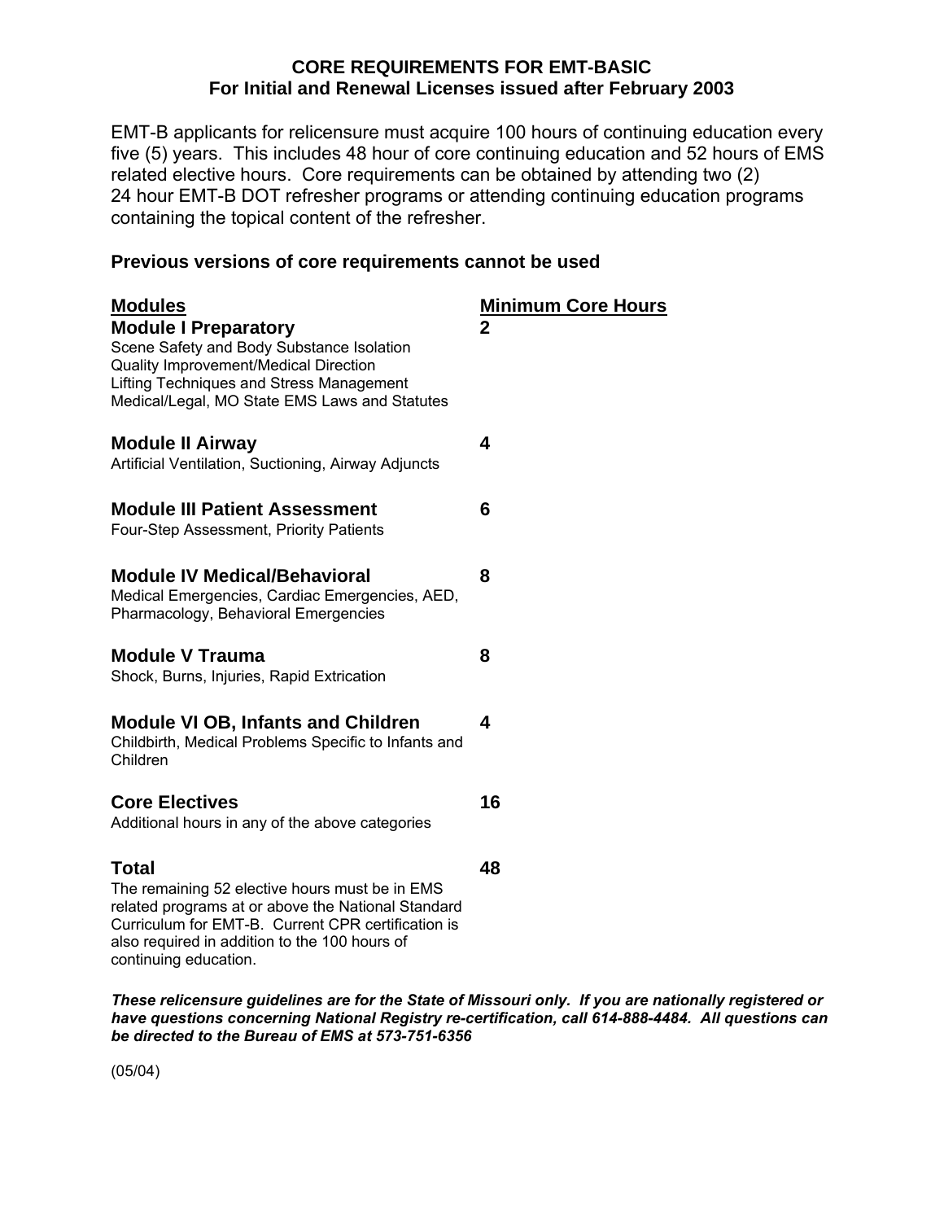# CORE REQUIREMENTS FOR EMT-BASIC
## For Initial and Renewal Licenses issued after February 2003

EMT-B applicants for relicensure must acquire 100 hours of continuing education every five (5) years. This includes 48 hour of core continuing education and 52 hours of EMS related elective hours. Core requirements can be obtained by attending two (2) 24 hour EMT-B DOT refresher programs or attending continuing education programs containing the topical content of the refresher.

**Previous versions of core requirements cannot be used**

| Modules | Minimum Core Hours |
|---|---|
| **Module I Preparatory**<br>Scene Safety and Body Substance Isolation<br>Quality Improvement/Medical Direction<br>Lifting Techniques and Stress Management<br>Medical/Legal, MO State EMS Laws and Statutes | 2 |
| **Module II Airway**<br>Artificial Ventilation, Suctioning, Airway Adjuncts | 4 |
| **Module III Patient Assessment**<br>Four-Step Assessment, Priority Patients | 6 |
| **Module IV Medical/Behavioral**<br>Medical Emergencies, Cardiac Emergencies, AED, Pharmacology, Behavioral Emergencies | 8 |
| **Module V Trauma**<br>Shock, Burns, Injuries, Rapid Extrication | 8 |
| **Module VI OB, Infants and Children**<br>Childbirth, Medical Problems Specific to Infants and Children | 4 |
| **Core Electives**<br>Additional hours in any of the above categories | 16 |
| **Total**<br>The remaining 52 elective hours must be in EMS related programs at or above the National Standard Curriculum for EMT-B. Current CPR certification is also required in addition to the 100 hours of continuing education. | 48 |

***These relicensure guidelines are for the State of Missouri only. If you are nationally registered or have questions concerning National Registry re-certification, call 614-888-4484. All questions can be directed to the Bureau of EMS at 573-751-6356***

(05/04)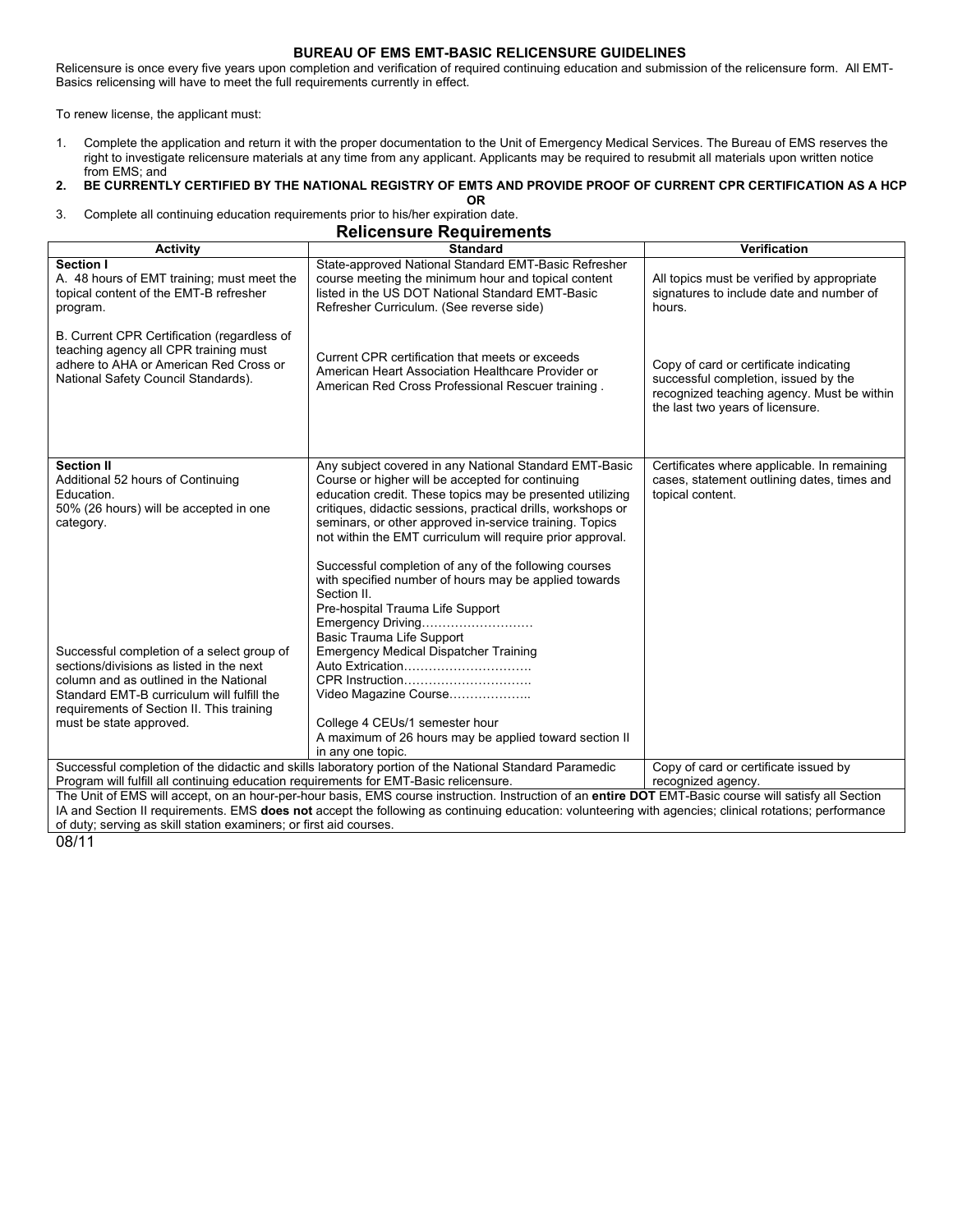## BUREAU OF EMS EMT-BASIC RELICENSURE GUIDELINES

Relicensure is once every five years upon completion and verification of required continuing education and submission of the relicensure form. All EMT-Basics relicensing will have to meet the full requirements currently in effect.

To renew license, the applicant must:

1. Complete the application and return it with the proper documentation to the Unit of Emergency Medical Services. The Bureau of EMS reserves the right to investigate relicensure materials at any time from any applicant. Applicants may be required to resubmit all materials upon written notice from EMS; and
2. **BE CURRENTLY CERTIFIED BY THE NATIONAL REGISTRY OF EMTS AND PROVIDE PROOF OF CURRENT CPR CERTIFICATION AS A HCP**

   **OR**
3. Complete all continuing education requirements prior to his/her expiration date.

## Relicensure Requirements

| Activity | Standard | Verification |
|---|---|---|
| **Section I**<br>A. 48 hours of EMT training; must meet the topical content of the EMT-B refresher program. | State-approved National Standard EMT-Basic Refresher course meeting the minimum hour and topical content listed in the US DOT National Standard EMT-Basic Refresher Curriculum. (See reverse side) | All topics must be verified by appropriate signatures to include date and number of hours. |
| B. Current CPR Certification (regardless of teaching agency all CPR training must adhere to AHA or American Red Cross or National Safety Council Standards). | Current CPR certification that meets or exceeds American Heart Association Healthcare Provider or American Red Cross Professional Rescuer training . | Copy of card or certificate indicating successful completion, issued by the recognized teaching agency. Must be within the last two years of licensure. |
| **Section II**<br>Additional 52 hours of Continuing Education.<br>50% (26 hours) will be accepted in one category. | Any subject covered in any National Standard EMT-Basic Course or higher will be accepted for continuing education credit. These topics may be presented utilizing critiques, didactic sessions, practical drills, workshops or seminars, or other approved in-service training. Topics not within the EMT curriculum will require prior approval. | Certificates where applicable. In remaining cases, statement outlining dates, times and topical content. |
| Successful completion of a select group of sections/divisions as listed in the next column and as outlined in the National Standard EMT-B curriculum will fulfill the requirements of Section II. This training must be state approved. | Successful completion of any of the following courses with specified number of hours may be applied towards Section II.<br>Pre-hospital Trauma Life Support<br>Emergency Driving……………………..<br>Basic Trauma Life Support<br>Emergency Medical Dispatcher Training<br>Auto Extrication………………………….<br>CPR Instruction………………………….<br>Video Magazine Course………………..<br><br>College 4 CEUs/1 semester hour<br>A maximum of 26 hours may be applied toward section II in any one topic. | |
| Successful completion of the didactic and skills laboratory portion of the National Standard Paramedic Program will fulfill all continuing education requirements for EMT-Basic relicensure. | | Copy of card or certificate issued by recognized agency. |
| The Unit of EMS will accept, on an hour-per-hour basis, EMS course instruction. Instruction of an **entire DOT** EMT-Basic course will satisfy all Section IA and Section II requirements. EMS **does not** accept the following as continuing education: volunteering with agencies; clinical rotations; performance of duty; serving as skill station examiners; or first aid courses. | | |

08/11